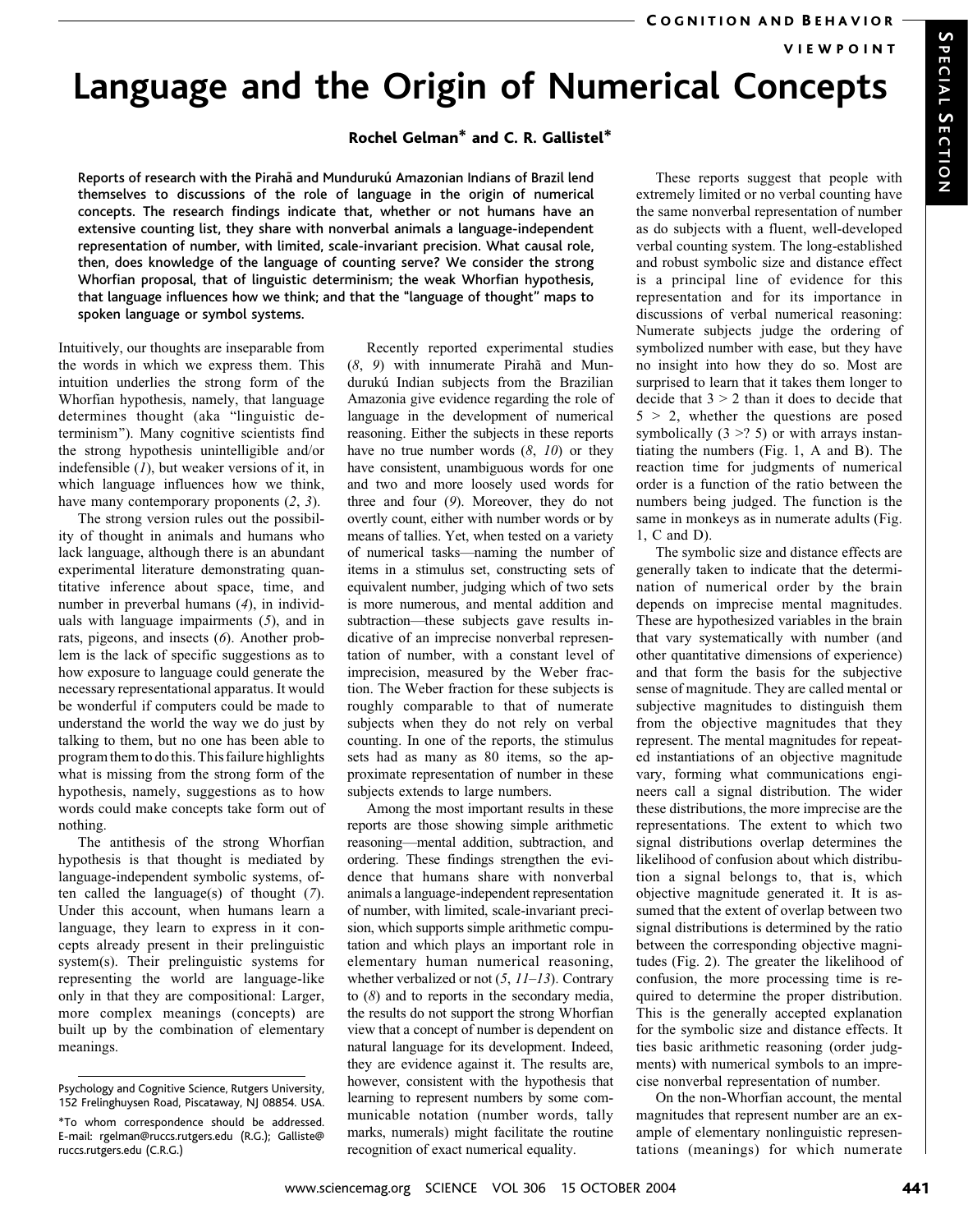# Language and the Origin of Numerical Concepts

**Rochel Gelman* and C. R. Gallistel***

**Reports of research with the Pirahã and Mundurukú Amazonian Indians of Brazil lend themselves to discussions of the role of language in the origin of numerical concepts. The research findings indicate that, whether or not humans have an extensive counting list, they share with nonverbal animals a language-independent representation of number, with limited, scale-invariant precision. What causal role, then, does knowledge of the language of counting serve? We consider the strong Whorfian proposal, that of linguistic determinism; the weak Whorfian hypothesis, that language influences how we think; and that the "language of thought" maps to spoken language or symbol systems.**

Intuitively, our thoughts are inseparable from the words in which we express them. This intuition underlies the strong form of the Whorfian hypothesis, namely, that language determines thought (aka "linguistic determinism"). Many cognitive scientists find the strong hypothesis unintelligible and/or indefensible (*1*), but weaker versions of it, in which language influences how we think, have many contemporary proponents (*2*, *3*).

The strong version rules out the possibility of thought in animals and humans who lack language, although there is an abundant experimental literature demonstrating quantitative inference about space, time, and number in preverbal humans (*4*), in individuals with language impairments (*5*), and in rats, pigeons, and insects (*6*). Another problem is the lack of specific suggestions as to how exposure to language could generate the necessary representational apparatus. It would be wonderful if computers could be made to understand the world the way we do just by talking to them, but no one has been able to program them to do this. This failure highlights what is missing from the strong form of the hypothesis, namely, suggestions as to how words could make concepts take form out of nothing.

The antithesis of the strong Whorfian hypothesis is that thought is mediated by language-independent symbolic systems, often called the language(s) of thought (*7*). Under this account, when humans learn a language, they learn to express in it concepts already present in their prelinguistic system(s). Their prelinguistic systems for representing the world are language-like only in that they are compositional: Larger, more complex meanings (concepts) are built up by the combination of elementary meanings.

Recently reported experimental studies (*8*, *9*) with innumerate Pirahã and Mundurukú Indian subjects from the Brazilian Amazonia give evidence regarding the role of language in the development of numerical reasoning. Either the subjects in these reports have no true number words (*8*, *10*) or they have consistent, unambiguous words for one and two and more loosely used words for three and four (*9*). Moreover, they do not overtly count, either with number words or by means of tallies. Yet, when tested on a variety of numerical tasks—naming the number of items in a stimulus set, constructing sets of equivalent number, judging which of two sets is more numerous, and mental addition and subtraction—these subjects gave results indicative of an imprecise nonverbal representation of number, with a constant level of imprecision, measured by the Weber fraction. The Weber fraction for these subjects is roughly comparable to that of numerate subjects when they do not rely on verbal counting. In one of the reports, the stimulus sets had as many as 80 items, so the approximate representation of number in these subjects extends to large numbers.

Among the most important results in these reports are those showing simple arithmetic reasoning—mental addition, subtraction, and ordering. These findings strengthen the evidence that humans share with nonverbal animals a language-independent representation of number, with limited, scale-invariant precision, which supports simple arithmetic computation and which plays an important role in elementary human numerical reasoning, whether verbalized or not (*5*, *11*–*13*). Contrary to (*8*) and to reports in the secondary media, the results do not support the strong Whorfian view that a concept of number is dependent on natural language for its development. Indeed, they are evidence against it. The results are, however, consistent with the hypothesis that learning to represent numbers by some communicable notation (number words, tally marks, numerals) might facilitate the routine recognition of exact numerical equality.

These reports suggest that people with extremely limited or no verbal counting have the same nonverbal representation of number as do subjects with a fluent, well-developed verbal counting system. The long-established and robust symbolic size and distance effect is a principal line of evidence for this representation and for its importance in discussions of verbal numerical reasoning: Numerate subjects judge the ordering of symbolized number with ease, but they have no insight into how they do so. Most are surprised to learn that it takes them longer to decide that $3 > 2$ than it does to decide that $5 > 2$, whether the questions are posed symbolically ($3 >? 5$) or with arrays instantiating the numbers (Fig. 1, A and B). The reaction time for judgments of numerical order is a function of the ratio between the numbers being judged. The function is the same in monkeys as in numerate adults (Fig. 1, C and D).

The symbolic size and distance effects are generally taken to indicate that the determination of numerical order by the brain depends on imprecise mental magnitudes. These are hypothesized variables in the brain that vary systematically with number (and other quantitative dimensions of experience) and that form the basis for the subjective sense of magnitude. They are called mental or subjective magnitudes to distinguish them from the objective magnitudes that they represent. The mental magnitudes for repeated instantiations of an objective magnitude vary, forming what communications engineers call a signal distribution. The wider these distributions, the more imprecise are the representations. The extent to which two signal distributions overlap determines the likelihood of confusion about which distribution a signal belongs to, that is, which objective magnitude generated it. It is assumed that the extent of overlap between two signal distributions is determined by the ratio between the corresponding objective magnitudes (Fig. 2). The greater the likelihood of confusion, the more processing time is required to determine the proper distribution. This is the generally accepted explanation for the symbolic size and distance effects. It ties basic arithmetic reasoning (order judgments) with numerical symbols to an imprecise nonverbal representation of number.

On the non-Whorfian account, the mental magnitudes that represent number are an example of elementary nonlinguistic representations (meanings) for which numerate

Psychology and Cognitive Science, Rutgers University, 152 Frelinghuysen Road, Piscataway, NJ 08854. USA.

*To whom correspondence should be addressed. E-mail: rgelman@ruccs.rutgers.edu (R.G.); Galliste@ruccs.rutgers.edu (C.R.G.)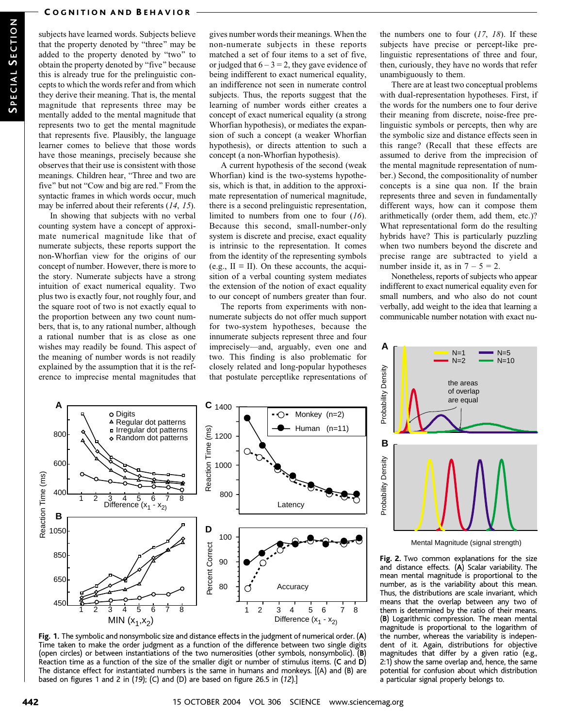subjects have learned words. Subjects believe that the property denoted by "three" may be added to the property denoted by "two" to obtain the property denoted by "five" because this is already true for the prelinguistic concepts to which the words refer and from which they derive their meaning. That is, the mental magnitude that represents three may be mentally added to the mental magnitude that represents two to get the mental magnitude that represents five. Plausibly, the language learner comes to believe that those words have those meanings, precisely because she observes that their use is consistent with those meanings. Children hear, "Three and two are five" but not "Cow and big are red." From the syntactic frames in which words occur, much may be inferred about their referents (*14*, *15*).

In showing that subjects with no verbal counting system have a concept of approximate numerical magnitude like that of numerate subjects, these reports support the non-Whorfian view for the origins of our concept of number. However, there is more to the story. Numerate subjects have a strong intuition of exact numerical equality. Two plus two is exactly four, not roughly four, and the square root of two is not exactly equal to the proportion between any two count numbers, that is, to any rational number, although a rational number that is as close as one wishes may readily be found. This aspect of the meaning of number words is not readily explained by the assumption that it is the reference to imprecise mental magnitudes that gives number words their meanings. When the non-numerate subjects in these reports matched a set of four items to a set of five, or judged that $6 - 3 = 2$, they gave evidence of being indifferent to exact numerical equality, an indifference not seen in numerate control subjects. Thus, the reports suggest that the learning of number words either creates a concept of exact numerical equality (a strong Whorfian hypothesis), or mediates the expansion of such a concept (a weaker Whorfian hypothesis), or directs attention to such a concept (a non-Whorfian hypothesis).

A current hypothesis of the second (weak Whorfian) kind is the two-systems hypothesis, which is that, in addition to the approximate representation of numerical magnitude, there is a second prelinguistic representation, limited to numbers from one to four (*16*). Because this second, small-number-only system is discrete and precise, exact equality is intrinsic to the representation. It comes from the identity of the representing symbols (e.g., II ≡ II). On these accounts, the acquisition of a verbal counting system mediates the extension of the notion of exact equality to our concept of numbers greater than four.

The reports from experiments with non-numerate subjects do not offer much support for two-system hypotheses, because the innumerate subjects represent three and four imprecisely—and, arguably, even one and two. This finding is also problematic for closely related and long-popular hypotheses that postulate perceptlike representations of the numbers one to four (*17*, *18*). If these subjects have precise or percept-like prelinguistic representations of three and four, then, curiously, they have no words that refer unambiguously to them.

There are at least two conceptual problems with dual-representation hypotheses. First, if the words for the numbers one to four derive their meaning from discrete, noise-free prelinguistic symbols or percepts, then why are the symbolic size and distance effects seen in this range? (Recall that these effects are assumed to derive from the imprecision of the mental magnitude representation of number.) Second, the compositionality of number concepts is a sine qua non. If the brain represents three and seven in fundamentally different ways, how can it compose them arithmetically (order them, add them, etc.)? What representational form do the resulting hybrids have? This is particularly puzzling when two numbers beyond the discrete and precise range are subtracted to yield a number inside it, as in $7 - 5 = 2$.

Nonetheless, reports of subjects who appear indifferent to exact numerical equality even for small numbers, and who also do not count verbally, add weight to the idea that learning a communicable number notation with exact nu-

A
N=1
N=2
N=5
N=10
Probability Density
the areas of overlap are equal
B
Probability Density
Mental Magnitude (signal strength)

**Fig. 2.** Two common explanations for the size and distance effects. **(A)** Scalar variability. The mean mental magnitude is proportional to the number, as is the variability about this mean. Thus, the distributions are scale invariant, which means that the overlap between any two of them is determined by the ratio of their means. **(B)** Logarithmic compression. The mean mental magnitude is proportional to the logarithm of the number, whereas the variability is independent of it. Again, distributions for objective magnitudes that differ by a given ratio (e.g., 2:1) show the same overlap and, hence, the same potential for confusion about which distribution a particular signal properly belongs to.

A
Digits
Regular dot patterns
Irregular dot patterns
Random dot patterns
800
600
400
1 2 3 4 5 6 7 8
Difference ($x_1$ - $x_2$)
Reaction Time (ms)
B
1050
850
650
450
1 2 3 4 5 6 7 8
MIN ($x_1$,$x_2$)
C
1400
1200
1000
800
Monkey (n=2)
Human (n=11)
Reaction Time (ms)
Latency
D
100
90
80
Percent Correct
Accuracy
1 2 3 4 5 6 7 8
Difference ($x_1$ - $x_2$)

**Fig. 1.** The symbolic and nonsymbolic size and distance effects in the judgment of numerical order. **(A)** Time taken to make the order judgment as a function of the difference between two single digits (open circles) or between instantiations of the two numerosities (other symbols, nonsymbolic). **(B)** Reaction time as a function of the size of the smaller digit or number of stimulus items. **(C** and **D)** The distance effect for instantiated numbers is the same in humans and monkeys. [(A) and (B) are based on figures 1 and 2 in (*19*); (C) and (D) are based on figure 26.5 in (*12*).]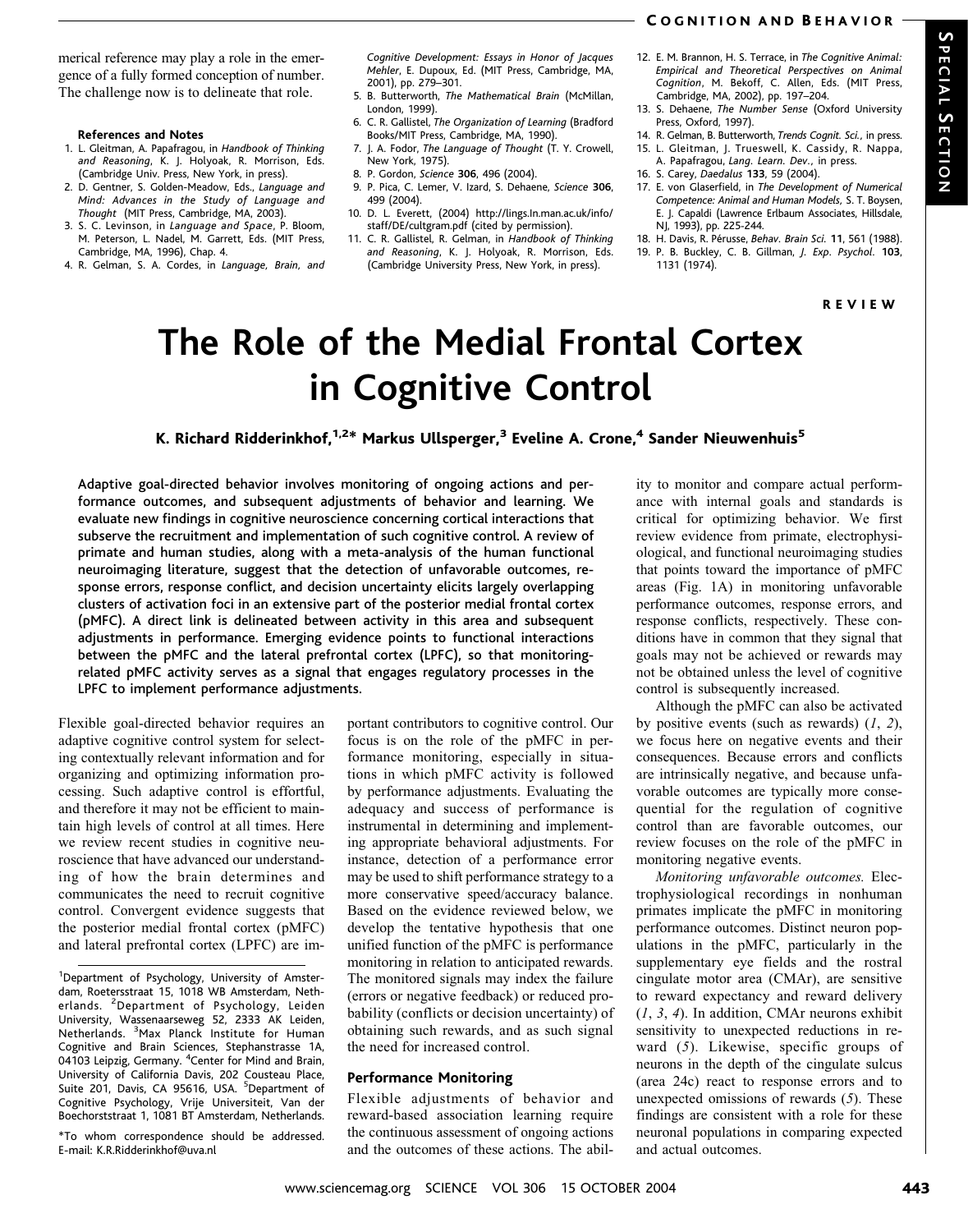merical reference may play a role in the emergence of a fully formed conception of number. The challenge now is to delineate that role.

**References and Notes**

1. L. Gleitman, A. Papafragou, in *Handbook of Thinking and Reasoning*, K. J. Holyoak, R. Morrison, Eds. (Cambridge Univ. Press, New York, in press).
2. D. Gentner, S. Golden-Meadow, Eds., *Language and Mind: Advances in the Study of Language and Thought* (MIT Press, Cambridge, MA, 2003).
3. S. C. Levinson, in *Language and Space*, P. Bloom, M. Peterson, L. Nadel, M. Garrett, Eds. (MIT Press, Cambridge, MA, 1996), Chap. 4.
4. R. Gelman, S. A. Cordes, in *Language, Brain, and Cognitive Development: Essays in Honor of Jacques Mehler*, E. Dupoux, Ed. (MIT Press, Cambridge, MA, 2001), pp. 279–301.
5. B. Butterworth, *The Mathematical Brain* (McMillan, London, 1999).
6. C. R. Gallistel, *The Organization of Learning* (Bradford Books/MIT Press, Cambridge, MA, 1990).
7. J. A. Fodor, *The Language of Thought* (T. Y. Crowell, New York, 1975).
8. P. Gordon, *Science* **306**, 496 (2004).
9. P. Pica, C. Lemer, V. Izard, S. Dehaene, *Science* **306**, 499 (2004).
10. D. L. Everett, (2004) http://lings.ln.man.ac.uk/info/staff/DE/cultgram.pdf (cited by permission).
11. C. R. Gallistel, R. Gelman, in *Handbook of Thinking and Reasoning*, K. J. Holyoak, R. Morrison, Eds. (Cambridge University Press, New York, in press).
12. E. M. Brannon, H. S. Terrace, in *The Cognitive Animal: Empirical and Theoretical Perspectives on Animal Cognition*, M. Bekoff, C. Allen, Eds. (MIT Press, Cambridge, MA, 2002), pp. 197–204.
13. S. Dehaene, *The Number Sense* (Oxford University Press, Oxford, 1997).
14. R. Gelman, B. Butterworth, *Trends Cognit. Sci.*, in press.
15. L. Gleitman, J. Trueswell, K. Cassidy, R. Nappa, A. Papafragou, *Lang. Learn. Dev.*, in press.
16. S. Carey, *Daedalus* **133**, 59 (2004).
17. E. von Glaserfield, in *The Development of Numerical Competence: Animal and Human Models*, S. T. Boysen, E. J. Capaldi (Lawrence Erlbaum Associates, Hillsdale, NJ, 1993), pp. 225-244.
18. H. Davis, R. Pérusse, *Behav. Brain Sci.* **11**, 561 (1988).
19. P. B. Buckley, C. B. Gillman, *J. Exp. Psychol.* **103**, 1131 (1974).

REVIEW

# The Role of the Medial Frontal Cortex in Cognitive Control

**K. Richard Ridderinkhof,[1,2]\* Markus Ullsperger,[3] Eveline A. Crone,[4] Sander Nieuwenhuis[5]**

**Adaptive goal-directed behavior involves monitoring of ongoing actions and performance outcomes, and subsequent adjustments of behavior and learning. We evaluate new findings in cognitive neuroscience concerning cortical interactions that subserve the recruitment and implementation of such cognitive control. A review of primate and human studies, along with a meta-analysis of the human functional neuroimaging literature, suggest that the detection of unfavorable outcomes, response errors, response conflict, and decision uncertainty elicits largely overlapping clusters of activation foci in an extensive part of the posterior medial frontal cortex (pMFC). A direct link is delineated between activity in this area and subsequent adjustments in performance. Emerging evidence points to functional interactions between the pMFC and the lateral prefrontal cortex (LPFC), so that monitoring-related pMFC activity serves as a signal that engages regulatory processes in the LPFC to implement performance adjustments.**

Flexible goal-directed behavior requires an adaptive cognitive control system for selecting contextually relevant information and for organizing and optimizing information processing. Such adaptive control is effortful, and therefore it may not be efficient to maintain high levels of control at all times. Here we review recent studies in cognitive neuroscience that have advanced our understanding of how the brain determines and communicates the need to recruit cognitive control. Convergent evidence suggests that the posterior medial frontal cortex (pMFC) and lateral prefrontal cortex (LPFC) are important contributors to cognitive control. Our focus is on the role of the pMFC in performance monitoring, especially in situations in which pMFC activity is followed by performance adjustments. Evaluating the adequacy and success of performance is instrumental in determining and implementing appropriate behavioral adjustments. For instance, detection of a performance error may be used to shift performance strategy to a more conservative speed/accuracy balance. Based on the evidence reviewed below, we develop the tentative hypothesis that one unified function of the pMFC is performance monitoring in relation to anticipated rewards. The monitored signals may index the failure (errors or negative feedback) or reduced probability (conflicts or decision uncertainty) of obtaining such rewards, and as such signal the need for increased control.

[1]Department of Psychology, University of Amsterdam, Roetersstraat 15, 1018 WB Amsterdam, Netherlands. [2]Department of Psychology, Leiden University, Wassenaarseweg 52, 2333 AK Leiden, Netherlands. [3]Max Planck Institute for Human Cognitive and Brain Sciences, Stephanstrasse 1A, 04103 Leipzig, Germany. [4]Center for Mind and Brain, University of California Davis, 202 Cousteau Place, Suite 201, Davis, CA 95616, USA. [5]Department of Cognitive Psychology, Vrije Universiteit, Van der Boechorststraat 1, 1081 BT Amsterdam, Netherlands.

\*To whom correspondence should be addressed. E-mail: K.R.Ridderinkhof@uva.nl

## Performance Monitoring

Flexible adjustments of behavior and reward-based association learning require the continuous assessment of ongoing actions and the outcomes of these actions. The ability to monitor and compare actual performance with internal goals and standards is critical for optimizing behavior. We first review evidence from primate, electrophysiological, and functional neuroimaging studies that points toward the importance of pMFC areas (Fig. 1A) in monitoring unfavorable performance outcomes, response errors, and response conflicts, respectively. These conditions have in common that they signal that goals may not be achieved or rewards may not be obtained unless the level of cognitive control is subsequently increased.

Although the pMFC can also be activated by positive events (such as rewards) (*1*, *2*), we focus here on negative events and their consequences. Because errors and conflicts are intrinsically negative, and because unfavorable outcomes are typically more consequential for the regulation of cognitive control than are favorable outcomes, our review focuses on the role of the pMFC in monitoring negative events.

*Monitoring unfavorable outcomes.* Electrophysiological recordings in nonhuman primates implicate the pMFC in monitoring performance outcomes. Distinct neuron populations in the pMFC, particularly in the supplementary eye fields and the rostral cingulate motor area (CMAr), are sensitive to reward expectancy and reward delivery (*1*, *3*, *4*). In addition, CMAr neurons exhibit sensitivity to unexpected reductions in reward (*5*). Likewise, specific groups of neurons in the depth of the cingulate sulcus (area 24c) react to response errors and to unexpected omissions of rewards (*5*). These findings are consistent with a role for these neuronal populations in comparing expected and actual outcomes.